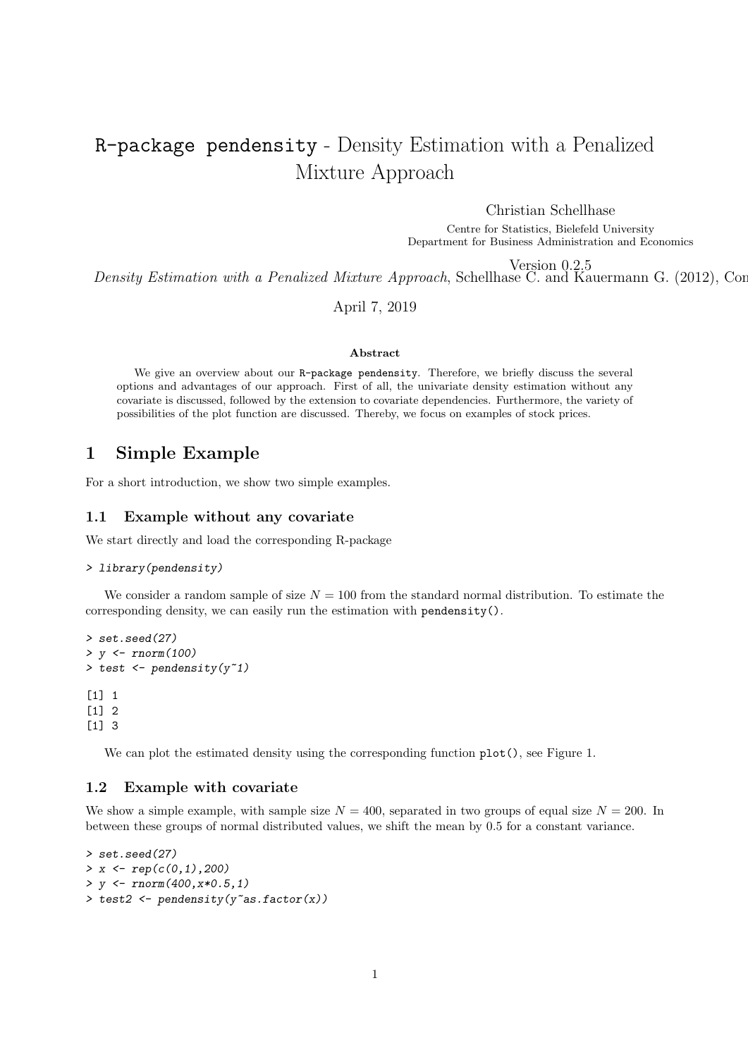# R-package pendensity - Density Estimation with a Penalized Mixture Approach

Christian Schellhase

Centre for Statistics, Bielefeld University
Department for Business Administration and Economics

Version 0.2.5

*Density Estimation with a Penalized Mixture Approach*, Schellhase C. and Kauermann G. (2012), Con

April 7, 2019

**Abstract**

We give an overview about our R-package pendensity. Therefore, we briefly discuss the several options and advantages of our approach. First of all, the univariate density estimation without any covariate is discussed, followed by the extension to covariate dependencies. Furthermore, the variety of possibilities of the plot function are discussed. Thereby, we focus on examples of stock prices.

## 1 Simple Example

For a short introduction, we show two simple examples.

### 1.1 Example without any covariate

We start directly and load the corresponding R-package

```
> library(pendensity)
```

We consider a random sample of size $N = 100$ from the standard normal distribution. To estimate the corresponding density, we can easily run the estimation with pendensity().

```
> set.seed(27)
> y <- rnorm(100)
> test <- pendensity(y~1)
```

```
[1] 1
[1] 2
[1] 3
```

We can plot the estimated density using the corresponding function plot(), see Figure 1.

### 1.2 Example with covariate

We show a simple example, with sample size $N = 400$, separated in two groups of equal size $N = 200$. In between these groups of normal distributed values, we shift the mean by 0.5 for a constant variance.

```
> set.seed(27)
> x <- rep(c(0,1),200)
> y <- rnorm(400,x*0.5,1)
> test2 <- pendensity(y~as.factor(x))
```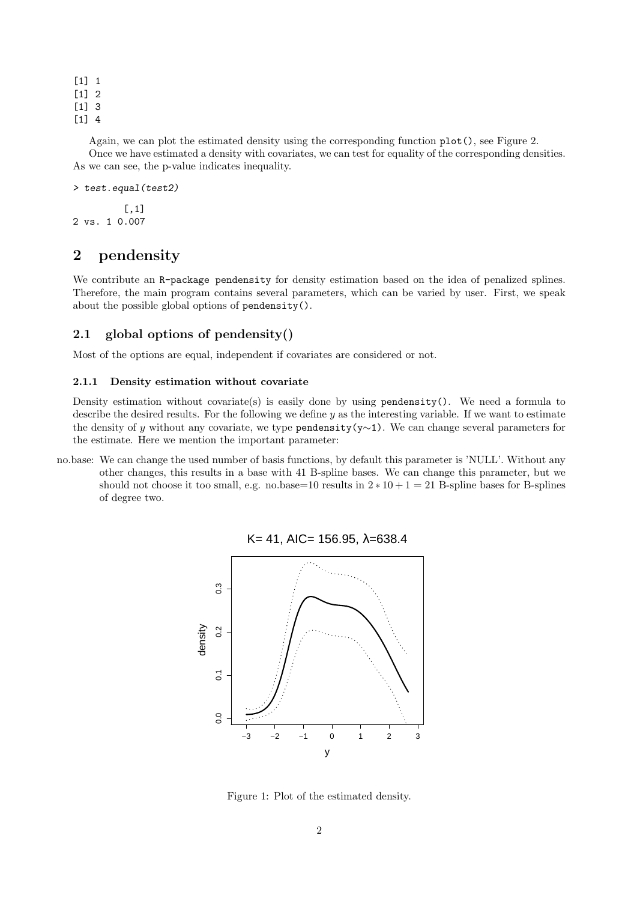```
[1] 1
[1] 2
[1] 3
[1] 4
```

Again, we can plot the estimated density using the corresponding function `plot()`, see Figure 2.

Once we have estimated a density with covariates, we can test for equality of the corresponding densities. As we can see, the p-value indicates inequality.

```
> test.equal(test2)

        [,1]
2 vs. 1 0.007
```

## 2 pendensity

We contribute an `R-package pendensity` for density estimation based on the idea of penalized splines. Therefore, the main program contains several parameters, which can be varied by user. First, we speak about the possible global options of `pendensity()`.

### 2.1 global options of pendensity()

Most of the options are equal, independent if covariates are considered or not.

#### 2.1.1 Density estimation without covariate

Density estimation without covariate(s) is easily done by using `pendensity()`. We need a formula to describe the desired results. For the following we define $y$ as the interesting variable. If we want to estimate the density of $y$ without any covariate, we type `pendensity(y~1)`. We can change several parameters for the estimate. Here we mention the important parameter:

no.base: We can change the used number of basis functions, by default this parameter is 'NULL'. Without any other changes, this results in a base with 41 B-spline bases. We can change this parameter, but we should not choose it too small, e.g. no.base=10 results in $2 * 10 + 1 = 21$ B-spline bases for B-splines of degree two.

Figure 1: Plot of the estimated density.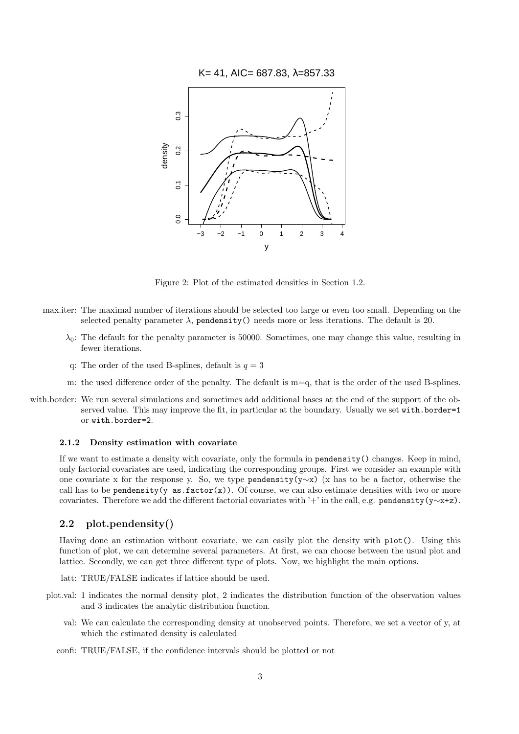Figure 2: Plot of the estimated densities in Section 1.2.

max.iter: The maximal number of iterations should be selected too large or even too small. Depending on the selected penalty parameter $\lambda$, `pendensity()` needs more or less iterations. The default is 20.

$\lambda_0$: The default for the penalty parameter is 50000. Sometimes, one may change this value, resulting in fewer iterations.

q: The order of the used B-splines, default is $q = 3$

m: the used difference order of the penalty. The default is m=q, that is the order of the used B-splines.

with.border: We run several simulations and sometimes add additional bases at the end of the support of the observed value. This may improve the fit, in particular at the boundary. Usually we set `with.border=1` or `with.border=2`.

#### 2.1.2 Density estimation with covariate

If we want to estimate a density with covariate, only the formula in `pendensity()` changes. Keep in mind, only factorial covariates are used, indicating the corresponding groups. First we consider an example with one covariate x for the response y. So, we type `pendensity(y~x)` (x has to be a factor, otherwise the call has to be `pendensity(y as.factor(x))`. Of course, we can also estimate densities with two or more covariates. Therefore we add the different factorial covariates with '+' in the call, e.g. `pendensity(y~x+z)`.

### 2.2 plot.pendensity()

Having done an estimation without covariate, we can easily plot the density with `plot()`. Using this function of plot, we can determine several parameters. At first, we can choose between the usual plot and lattice. Secondly, we can get three different type of plots. Now, we highlight the main options.

latt: TRUE/FALSE indicates if lattice should be used.

plot.val: 1 indicates the normal density plot, 2 indicates the distribution function of the observation values and 3 indicates the analytic distribution function.

val: We can calculate the corresponding density at unobserved points. Therefore, we set a vector of y, at which the estimated density is calculated

confi: TRUE/FALSE, if the confidence intervals should be plotted or not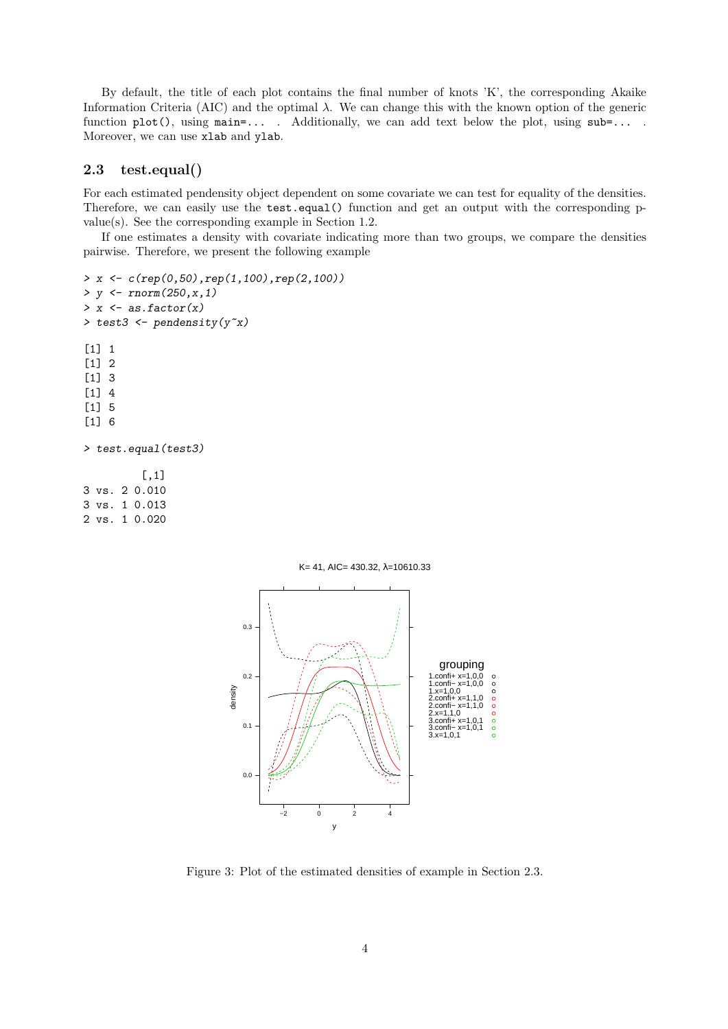By default, the title of each plot contains the final number of knots 'K', the corresponding Akaike Information Criteria (AIC) and the optimal $\lambda$. We can change this with the known option of the generic function `plot()`, using `main=...` . Additionally, we can add text below the plot, using `sub=...` . Moreover, we can use `xlab` and `ylab`.

## 2.3 test.equal()

For each estimated pendensity object dependent on some covariate we can test for equality of the densities. Therefore, we can easily use the `test.equal()` function and get an output with the corresponding p-value(s). See the corresponding example in Section 1.2.

If one estimates a density with covariate indicating more than two groups, we compare the densities pairwise. Therefore, we present the following example

```
> x <- c(rep(0,50),rep(1,100),rep(2,100))
> y <- rnorm(250,x,1)
> x <- as.factor(x)
> test3 <- pendensity(y~x)

[1] 1
[1] 2
[1] 3
[1] 4
[1] 5
[1] 6

> test.equal(test3)

         [,1]
3 vs. 2 0.010
3 vs. 1 0.013
2 vs. 1 0.020
```

Figure 3: Plot of the estimated densities of example in Section 2.3.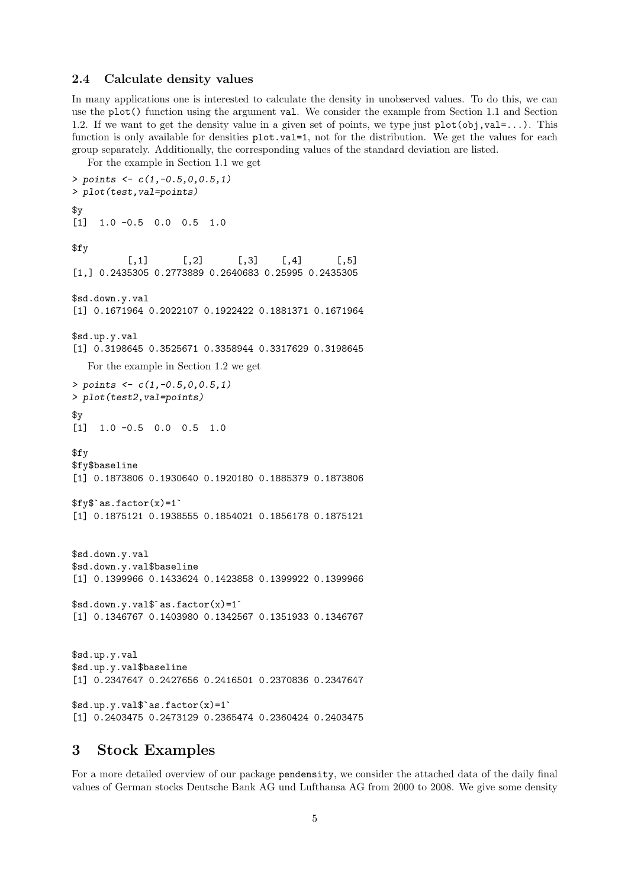### 2.4 Calculate density values

In many applications one is interested to calculate the density in unobserved values. To do this, we can use the `plot()` function using the argument `val`. We consider the example from Section 1.1 and Section 1.2. If we want to get the density value in a given set of points, we type just `plot(obj,val=...)`. This function is only available for densities `plot.val=1`, not for the distribution. We get the values for each group separately. Additionally, the corresponding values of the standard deviation are listed.

For the example in Section 1.1 we get

```
> points <- c(1,-0.5,0,0.5,1)
> plot(test,val=points)
$y
[1]  1.0 -0.5  0.0  0.5  1.0

$fy
          [,1]      [,2]      [,3]    [,4]      [,5]
[1,] 0.2435305 0.2773889 0.2640683 0.25995 0.2435305

$sd.down.y.val
[1] 0.1671964 0.2022107 0.1922422 0.1881371 0.1671964

$sd.up.y.val
[1] 0.3198645 0.3525671 0.3358944 0.3317629 0.3198645
```

For the example in Section 1.2 we get

```
> points <- c(1,-0.5,0,0.5,1)
> plot(test2,val=points)
$y
[1]  1.0 -0.5  0.0  0.5  1.0

$fy
$fy$baseline
[1] 0.1873806 0.1930640 0.1920180 0.1885379 0.1873806

$fy$`as.factor(x)=1`
[1] 0.1875121 0.1938555 0.1854021 0.1856178 0.1875121


$sd.down.y.val
$sd.down.y.val$baseline
[1] 0.1399966 0.1433624 0.1423858 0.1399922 0.1399966

$sd.down.y.val$`as.factor(x)=1`
[1] 0.1346767 0.1403980 0.1342567 0.1351933 0.1346767


$sd.up.y.val
$sd.up.y.val$baseline
[1] 0.2347647 0.2427656 0.2416501 0.2370836 0.2347647

$sd.up.y.val$`as.factor(x)=1`
[1] 0.2403475 0.2473129 0.2365474 0.2360424 0.2403475
```

## 3 Stock Examples

For a more detailed overview of our package `pendensity`, we consider the attached data of the daily final values of German stocks Deutsche Bank AG und Lufthansa AG from 2000 to 2008. We give some density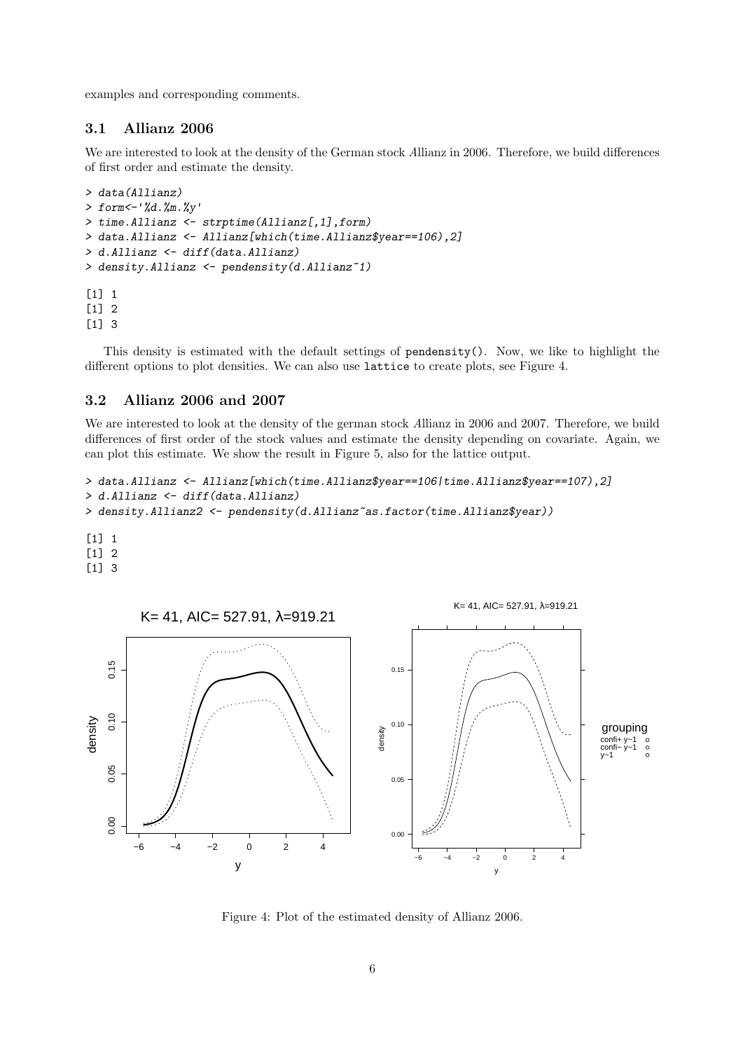examples and corresponding comments.

## 3.1 Allianz 2006

We are interested to look at the density of the German stock *A*llianz in 2006. Therefore, we build differences of first order and estimate the density.

```
> data(Allianz)
> form<-'%d.%m.%y'
> time.Allianz <- strptime(Allianz[,1],form)
> data.Allianz <- Allianz[which(time.Allianz$year==106),2]
> d.Allianz <- diff(data.Allianz)
> density.Allianz <- pendensity(d.Allianz~1)

[1] 1
[1] 2
[1] 3
```

This density is estimated with the default settings of `pendensity()`. Now, we like to highlight the different options to plot densities. We can also use `lattice` to create plots, see Figure 4.

## 3.2 Allianz 2006 and 2007

We are interested to look at the density of the german stock *A*llianz in 2006 and 2007. Therefore, we build differences of first order of the stock values and estimate the density depending on covariate. Again, we can plot this estimate. We show the result in Figure 5, also for the lattice output.

```
> data.Allianz <- Allianz[which(time.Allianz$year==106|time.Allianz$year==107),2]
> d.Allianz <- diff(data.Allianz)
> density.Allianz2 <- pendensity(d.Allianz~as.factor(time.Allianz$year))

[1] 1
[1] 2
[1] 3
```

Figure 4: Plot of the estimated density of Allianz 2006.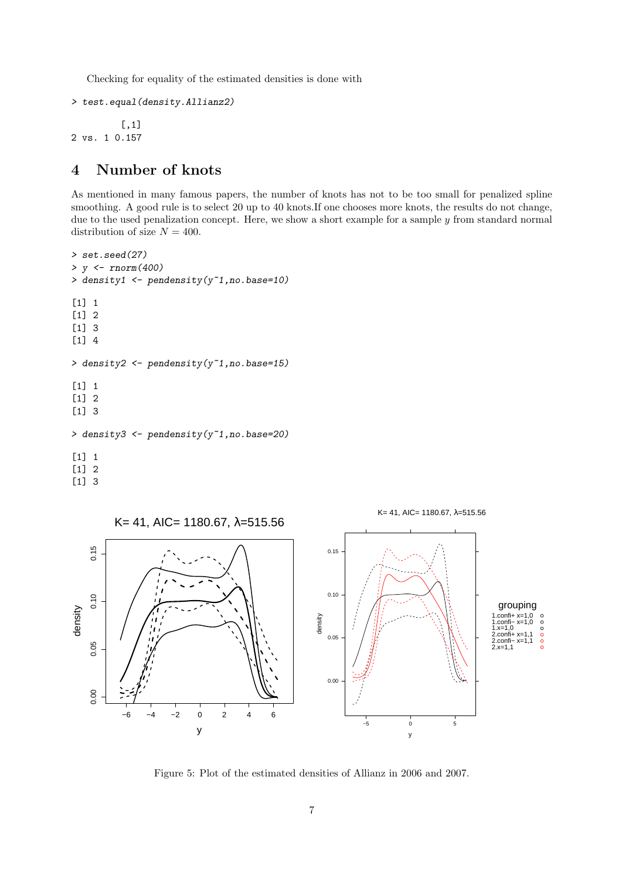Checking for equality of the estimated densities is done with

```
> test.equal(density.Allianz2)

          [,1]
2 vs. 1 0.157
```

## 4 Number of knots

As mentioned in many famous papers, the number of knots has not to be too small for penalized spline smoothing. A good rule is to select 20 up to 40 knots.If one chooses more knots, the results do not change, due to the used penalization concept. Here, we show a short example for a sample $y$ from standard normal distribution of size $N = 400$.

```
> set.seed(27)
> y <- rnorm(400)
> density1 <- pendensity(y~1,no.base=10)

[1] 1
[1] 2
[1] 3
[1] 4

> density2 <- pendensity(y~1,no.base=15)

[1] 1
[1] 2
[1] 3

> density3 <- pendensity(y~1,no.base=20)

[1] 1
[1] 2
[1] 3
```

Figure 5: Plot of the estimated densities of Allianz in 2006 and 2007.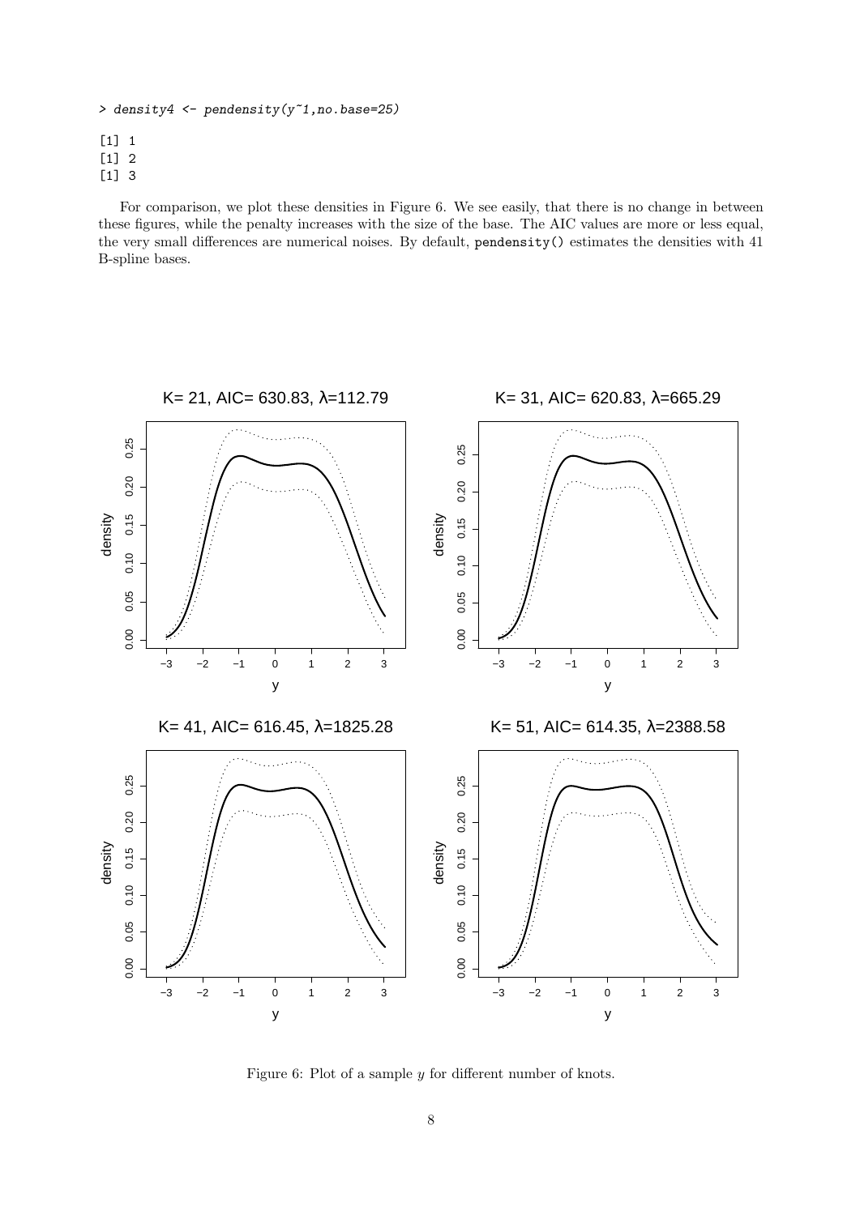```
> density4 <- pendensity(y~1,no.base=25)
[1] 1
[1] 2
[1] 3
```

For comparison, we plot these densities in Figure 6. We see easily, that there is no change in between these figures, while the penalty increases with the size of the base. The AIC values are more or less equal, the very small differences are numerical noises. By default, `pendensity()` estimates the densities with 41 B-spline bases.

K= 21, AIC= 630.83, λ=112.79

density

0.00 0.05 0.10 0.15 0.20 0.25

−3 −2 −1 0 1 2 3

y

K= 31, AIC= 620.83, λ=665.29

density

0.00 0.05 0.10 0.15 0.20 0.25

−3 −2 −1 0 1 2 3

y

K= 41, AIC= 616.45, λ=1825.28

density

0.00 0.05 0.10 0.15 0.20 0.25

−3 −2 −1 0 1 2 3

y

K= 51, AIC= 614.35, λ=2388.58

density

0.00 0.05 0.10 0.15 0.20 0.25

−3 −2 −1 0 1 2 3

y

Figure 6: Plot of a sample $y$ for different number of knots.